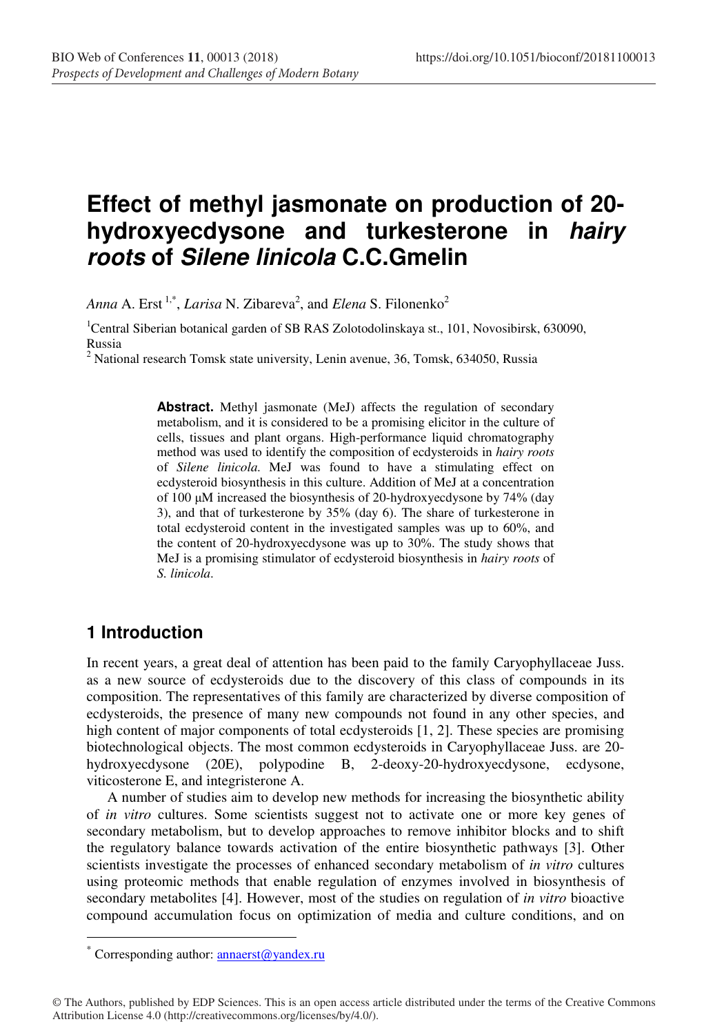# Effect of methyl jasmonate on production of 20-hydroxyecdysone and turkesterone in *hairy roots* of *Silene linicola* C.C.Gmelin

*Anna* A. Erst [1,*], *Larisa* N. Zibareva[2], and *Elena* S. Filonenko[2]

[1]Central Siberian botanical garden of SB RAS Zolotodolinskaya st., 101, Novosibirsk, 630090, Russia

[2] National research Tomsk state university, Lenin avenue, 36, Tomsk, 634050, Russia

**Abstract.** Methyl jasmonate (MeJ) affects the regulation of secondary metabolism, and it is considered to be a promising elicitor in the culture of cells, tissues and plant organs. High-performance liquid chromatography method was used to identify the composition of ecdysteroids in *hairy roots* of *Silene linicola.* MeJ was found to have a stimulating effect on ecdysteroid biosynthesis in this culture. Addition of MeJ at a concentration of 100 μM increased the biosynthesis of 20-hydroxyecdysone by 74% (day 3), and that of turkesterone by 35% (day 6). The share of turkesterone in total ecdysteroid content in the investigated samples was up to 60%, and the content of 20-hydroxyecdysone was up to 30%. The study shows that MeJ is a promising stimulator of ecdysteroid biosynthesis in *hairy roots* of *S. linicola*.

## 1 Introduction

In recent years, a great deal of attention has been paid to the family Caryophyllaceae Juss. as a new source of ecdysteroids due to the discovery of this class of compounds in its composition. The representatives of this family are characterized by diverse composition of ecdysteroids, the presence of many new compounds not found in any other species, and high content of major components of total ecdysteroids [1, 2]. These species are promising biotechnological objects. The most common ecdysteroids in Caryophyllaceae Juss. are 20-hydroxyecdysone (20E), polypodine B, 2-deoxy-20-hydroxyecdysone, ecdysone, viticosterone E, and integristerone A.

A number of studies aim to develop new methods for increasing the biosynthetic ability of *in vitro* cultures. Some scientists suggest not to activate one or more key genes of secondary metabolism, but to develop approaches to remove inhibitor blocks and to shift the regulatory balance towards activation of the entire biosynthetic pathways [3]. Other scientists investigate the processes of enhanced secondary metabolism of *in vitro* cultures using proteomic methods that enable regulation of enzymes involved in biosynthesis of secondary metabolites [4]. However, most of the studies on regulation of *in vitro* bioactive compound accumulation focus on optimization of media and culture conditions, and on

[*] Corresponding author: annaerst@yandex.ru

© The Authors, published by EDP Sciences. This is an open access article distributed under the terms of the Creative Commons Attribution License 4.0 (http://creativecommons.org/licenses/by/4.0/).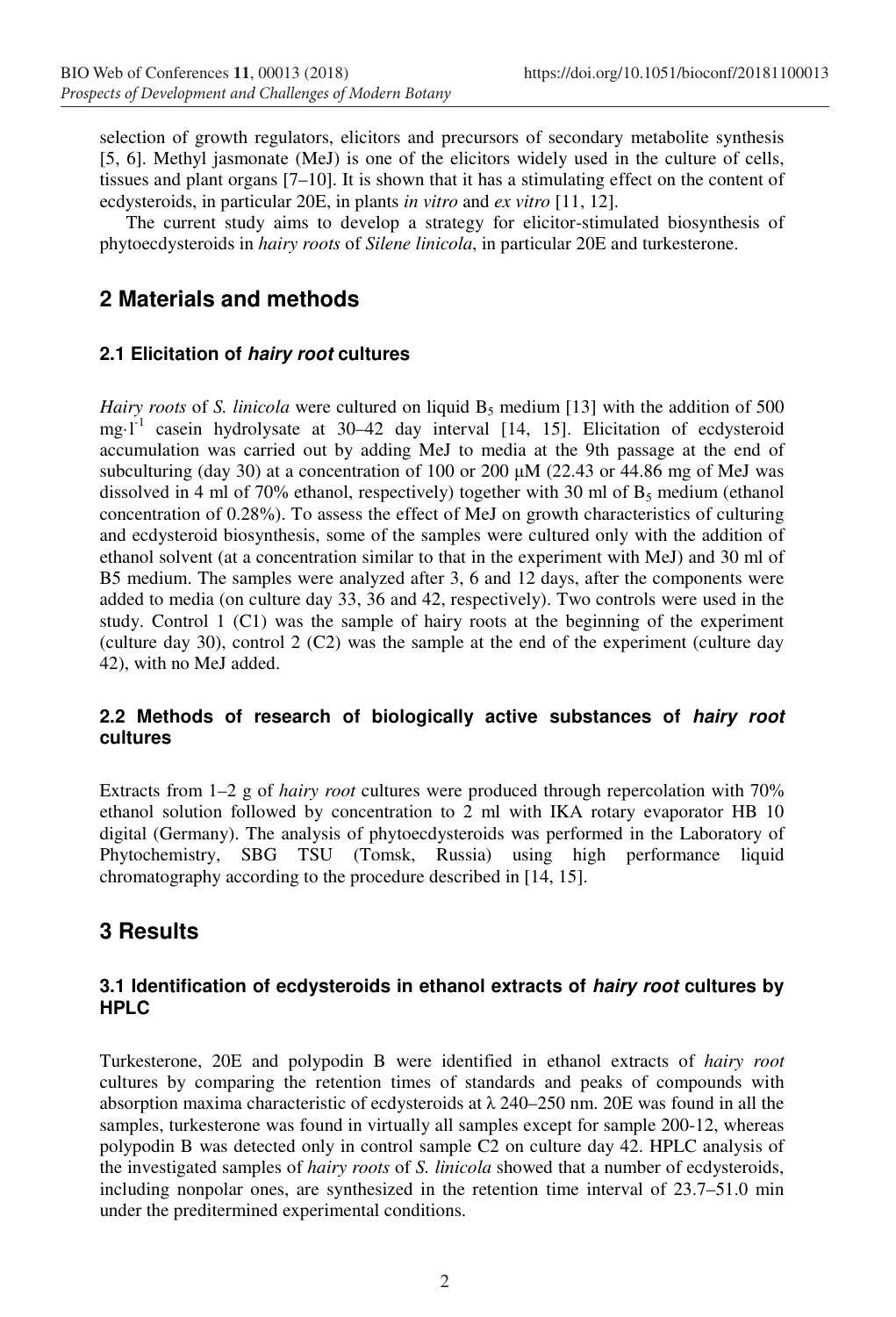selection of growth regulators, elicitors and precursors of secondary metabolite synthesis [5, 6]. Methyl jasmonate (MeJ) is one of the elicitors widely used in the culture of cells, tissues and plant organs [7–10]. It is shown that it has a stimulating effect on the content of ecdysteroids, in particular 20E, in plants *in vitro* and *ex vitro* [11, 12].

The current study aims to develop a strategy for elicitor-stimulated biosynthesis of phytoecdysteroids in *hairy roots* of *Silene linicola*, in particular 20E and turkesterone.

## 2 Materials and methods

### 2.1 Elicitation of *hairy root* cultures

*Hairy roots* of *S. linicola* were cultured on liquid $B_5$ medium [13] with the addition of 500 $mg \cdot l^{-1}$ casein hydrolysate at 30–42 day interval [14, 15]. Elicitation of ecdysteroid accumulation was carried out by adding MeJ to media at the 9th passage at the end of subculturing (day 30) at a concentration of 100 or 200 μM (22.43 or 44.86 mg of MeJ was dissolved in 4 ml of 70% ethanol, respectively) together with 30 ml of $B_5$ medium (ethanol concentration of 0.28%). To assess the effect of MeJ on growth characteristics of culturing and ecdysteroid biosynthesis, some of the samples were cultured only with the addition of ethanol solvent (at a concentration similar to that in the experiment with MeJ) and 30 ml of B5 medium. The samples were analyzed after 3, 6 and 12 days, after the components were added to media (on culture day 33, 36 and 42, respectively). Two controls were used in the study. Control 1 (C1) was the sample of hairy roots at the beginning of the experiment (culture day 30), control 2 (C2) was the sample at the end of the experiment (culture day 42), with no MeJ added.

### 2.2 Methods of research of biologically active substances of *hairy root* cultures

Extracts from 1–2 g of *hairy root* cultures were produced through repercolation with 70% ethanol solution followed by concentration to 2 ml with IKA rotary evaporator HB 10 digital (Germany). The analysis of phytoecdysteroids was performed in the Laboratory of Phytochemistry, SBG TSU (Tomsk, Russia) using high performance liquid chromatography according to the procedure described in [14, 15].

## 3 Results

### 3.1 Identification of ecdysteroids in ethanol extracts of *hairy root* cultures by HPLC

Turkesterone, 20E and polypodin B were identified in ethanol extracts of *hairy root* cultures by comparing the retention times of standards and peaks of compounds with absorption maxima characteristic of ecdysteroids at λ 240–250 nm. 20E was found in all the samples, turkesterone was found in virtually all samples except for sample 200-12, whereas polypodin B was detected only in control sample C2 on culture day 42. HPLC analysis of the investigated samples of *hairy roots* of *S. linicola* showed that a number of ecdysteroids, including nonpolar ones, are synthesized in the retention time interval of 23.7–51.0 min under the preditermined experimental conditions.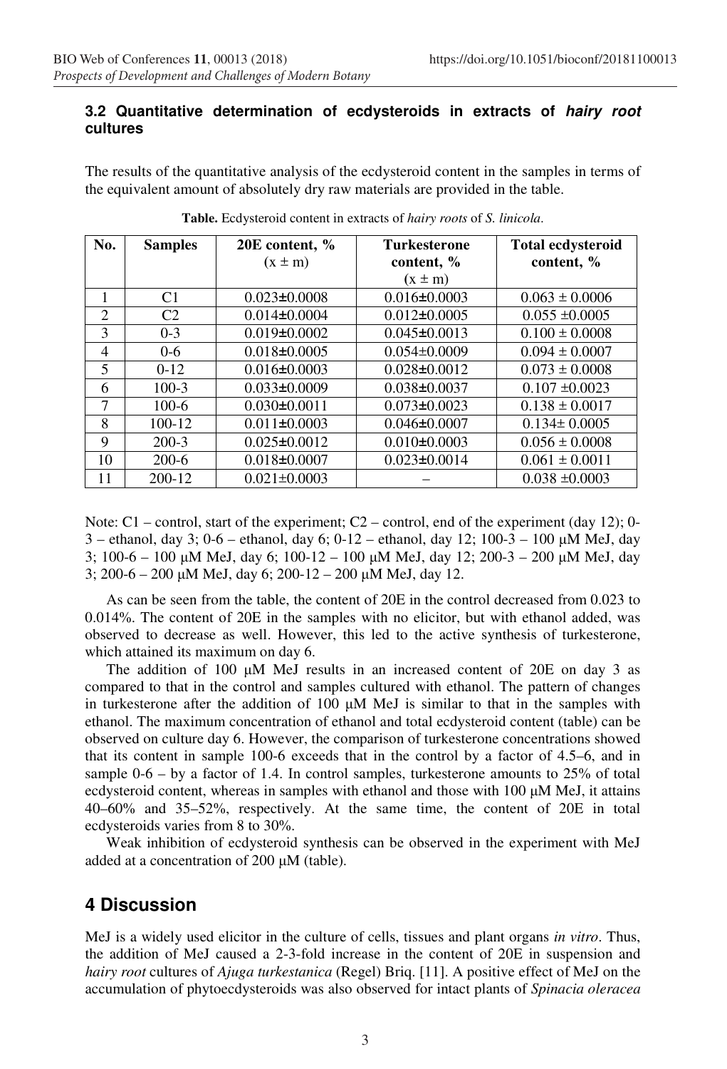### 3.2 Quantitative determination of ecdysteroids in extracts of *hairy root* cultures

The results of the quantitative analysis of the ecdysteroid content in the samples in terms of the equivalent amount of absolutely dry raw materials are provided in the table.

**Table.** Ecdysteroid content in extracts of *hairy roots* of *S. linicola*.

| No. | Samples | 20E content, % (x ± m) | Turkesterone content, % (x ± m) | Total ecdysteroid content, % |
|---|---|---|---|---|
| 1 | C1 | 0.023±0.0008 | 0.016±0.0003 | 0.063 ± 0.0006 |
| 2 | C2 | 0.014±0.0004 | 0.012±0.0005 | 0.055 ±0.0005 |
| 3 | 0-3 | 0.019±0.0002 | 0.045±0.0013 | 0.100 ± 0.0008 |
| 4 | 0-6 | 0.018±0.0005 | 0.054±0.0009 | 0.094 ± 0.0007 |
| 5 | 0-12 | 0.016±0.0003 | 0.028±0.0012 | 0.073 ± 0.0008 |
| 6 | 100-3 | 0.033±0.0009 | 0.038±0.0037 | 0.107 ±0.0023 |
| 7 | 100-6 | 0.030±0.0011 | 0.073±0.0023 | 0.138 ± 0.0017 |
| 8 | 100-12 | 0.011±0.0003 | 0.046±0.0007 | 0.134± 0.0005 |
| 9 | 200-3 | 0.025±0.0012 | 0.010±0.0003 | 0.056 ± 0.0008 |
| 10 | 200-6 | 0.018±0.0007 | 0.023±0.0014 | 0.061 ± 0.0011 |
| 11 | 200-12 | 0.021±0.0003 | – | 0.038 ±0.0003 |

Note: C1 – control, start of the experiment; C2 – control, end of the experiment (day 12); 0-3 – ethanol, day 3; 0-6 – ethanol, day 6; 0-12 – ethanol, day 12; 100-3 – 100 μM MeJ, day 3; 100-6 – 100 μM MeJ, day 6; 100-12 – 100 μM MeJ, day 12; 200-3 – 200 μM MeJ, day 3; 200-6 – 200 μM MeJ, day 6; 200-12 – 200 μM MeJ, day 12.

As can be seen from the table, the content of 20E in the control decreased from 0.023 to 0.014%. The content of 20E in the samples with no elicitor, but with ethanol added, was observed to decrease as well. However, this led to the active synthesis of turkesterone, which attained its maximum on day 6.

The addition of 100 μM MeJ results in an increased content of 20E on day 3 as compared to that in the control and samples cultured with ethanol. The pattern of changes in turkesterone after the addition of 100 μM MeJ is similar to that in the samples with ethanol. The maximum concentration of ethanol and total ecdysteroid content (table) can be observed on culture day 6. However, the comparison of turkesterone concentrations showed that its content in sample 100-6 exceeds that in the control by a factor of 4.5–6, and in sample 0-6 – by a factor of 1.4. In control samples, turkesterone amounts to 25% of total ecdysteroid content, whereas in samples with ethanol and those with 100 μM MeJ, it attains 40–60% and 35–52%, respectively. At the same time, the content of 20E in total ecdysteroids varies from 8 to 30%.

Weak inhibition of ecdysteroid synthesis can be observed in the experiment with MeJ added at a concentration of 200 μM (table).

## 4 Discussion

MeJ is a widely used elicitor in the culture of cells, tissues and plant organs *in vitro*. Thus, the addition of MeJ caused a 2-3-fold increase in the content of 20E in suspension and *hairy root* cultures of *Ajuga turkestanica* (Regel) Briq. [11]. A positive effect of MeJ on the accumulation of phytoecdysteroids was also observed for intact plants of *Spinacia oleracea*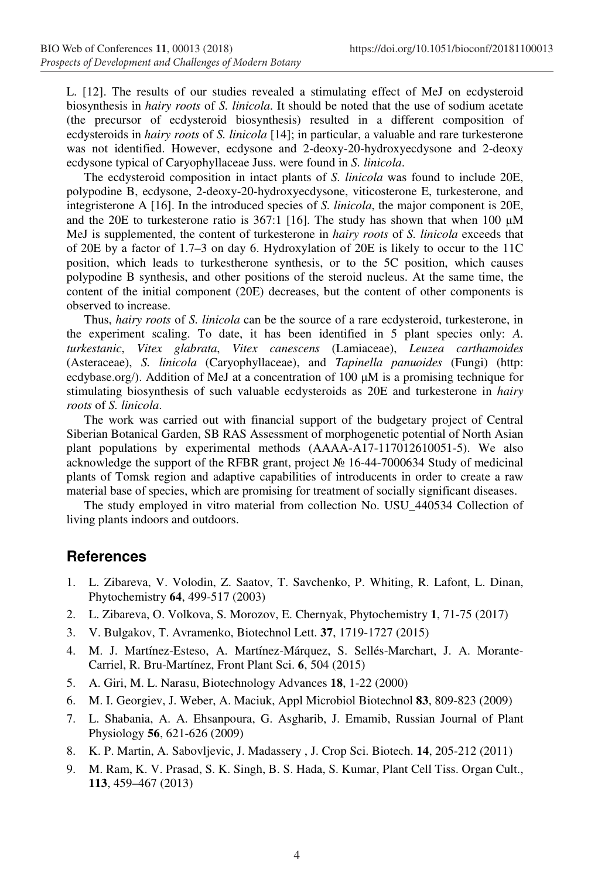L. [12]. The results of our studies revealed a stimulating effect of MeJ on ecdysteroid biosynthesis in *hairy roots* of *S. linicola*. It should be noted that the use of sodium acetate (the precursor of ecdysteroid biosynthesis) resulted in a different composition of ecdysteroids in *hairy roots* of *S. linicola* [14]; in particular, a valuable and rare turkesterone was not identified. However, ecdysone and 2-deoxy-20-hydroxyecdysone and 2-deoxy ecdysone typical of Caryophyllaceae Juss. were found in *S. linicola*.

The ecdysteroid composition in intact plants of *S. linicola* was found to include 20E, polypodine B, ecdysone, 2-deoxy-20-hydroxyecdysone, viticosterone E, turkesterone, and integristerone A [16]. In the introduced species of *S. linicola*, the major component is 20E, and the 20E to turkesterone ratio is 367:1 [16]. The study has shown that when 100 μM MeJ is supplemented, the content of turkesterone in *hairy roots* of *S. linicola* exceeds that of 20E by a factor of 1.7–3 on day 6. Hydroxylation of 20E is likely to occur to the 11C position, which leads to turkestherone synthesis, or to the 5C position, which causes polypodine B synthesis, and other positions of the steroid nucleus. At the same time, the content of the initial component (20E) decreases, but the content of other components is observed to increase.

Thus, *hairy roots* of *S. linicola* can be the source of a rare ecdysteroid, turkesterone, in the experiment scaling. To date, it has been identified in 5 plant species only: *A. turkestanic*, *Vitex glabrata*, *Vitex canescens* (Lamiaceae), *Leuzea carthamoides* (Asteraceae), *S. linicola* (Caryophyllaceae), and *Tapinella panuoides* (Fungi) (http: ecdybase.org/). Addition of MeJ at a concentration of 100 μM is a promising technique for stimulating biosynthesis of such valuable ecdysteroids as 20E and turkesterone in *hairy roots* of *S. linicola*.

The work was carried out with financial support of the budgetary project of Central Siberian Botanical Garden, SB RAS Assessment of morphogenetic potential of North Asian plant populations by experimental methods (AAAA-A17-117012610051-5). We also acknowledge the support of the RFBR grant, project № 16-44-7000634 Study of medicinal plants of Tomsk region and adaptive capabilities of introducents in order to create a raw material base of species, which are promising for treatment of socially significant diseases.

The study employed in vitro material from collection No. USU_440534 Collection of living plants indoors and outdoors.

## References

1. L. Zibareva, V. Volodin, Z. Saatov, T. Savchenko, P. Whiting, R. Lafont, L. Dinan, Phytochemistry **64**, 499-517 (2003)
2. L. Zibareva, O. Volkova, S. Morozov, E. Chernyak, Phytochemistry **1**, 71-75 (2017)
3. V. Bulgakov, T. Avramenko, Biotechnol Lett. **37**, 1719-1727 (2015)
4. M. J. Martínez-Esteso, A. Martínez-Márquez, S. Sellés-Marchart, J. A. Morante-Carriel, R. Bru-Martínez, Front Plant Sci. **6**, 504 (2015)
5. A. Giri, M. L. Narasu, Biotechnology Advances **18**, 1-22 (2000)
6. M. I. Georgiev, J. Weber, A. Maciuk, Appl Microbiol Biotechnol **83**, 809-823 (2009)
7. L. Shabania, A. A. Ehsanpoura, G. Asgharib, J. Emamib, Russian Journal of Plant Physiology **56**, 621-626 (2009)
8. K. P. Martin, A. Sabovljevic, J. Madassery , J. Crop Sci. Biotech. **14**, 205-212 (2011)
9. M. Ram, K. V. Prasad, S. K. Singh, B. S. Hada, S. Kumar, Plant Cell Tiss. Organ Cult., **113**, 459–467 (2013)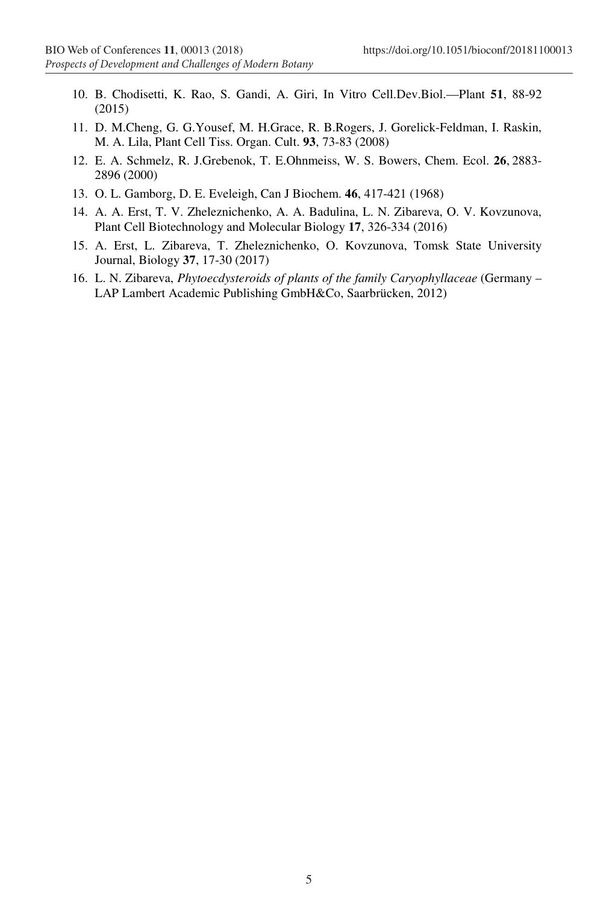10. B. Chodisetti, K. Rao, S. Gandi, A. Giri, In Vitro Cell.Dev.Biol.—Plant **51**, 88-92 (2015)
11. D. M.Cheng, G. G.Yousef, M. H.Grace, R. B.Rogers, J. Gorelick-Feldman, I. Raskin, M. A. Lila, Plant Cell Tiss. Organ. Cult. **93**, 73-83 (2008)
12. E. A. Schmelz, R. J.Grebenok, T. E.Ohnmeiss, W. S. Bowers, Chem. Ecol. **26**, 2883-2896 (2000)
13. O. L. Gamborg, D. E. Eveleigh, Can J Biochem. **46**, 417-421 (1968)
14. A. A. Erst, T. V. Zheleznichenko, A. A. Badulina, L. N. Zibareva, O. V. Kovzunova, Plant Cell Biotechnology and Molecular Biology **17**, 326-334 (2016)
15. A. Erst, L. Zibareva, T. Zheleznichenko, O. Kovzunova, Tomsk State University Journal, Biology **37**, 17-30 (2017)
16. L. N. Zibareva, *Phytoecdysteroids of plants of the family Caryophyllaceae* (Germany – LAP Lambert Academic Publishing GmbH&Co, Saarbrücken, 2012)